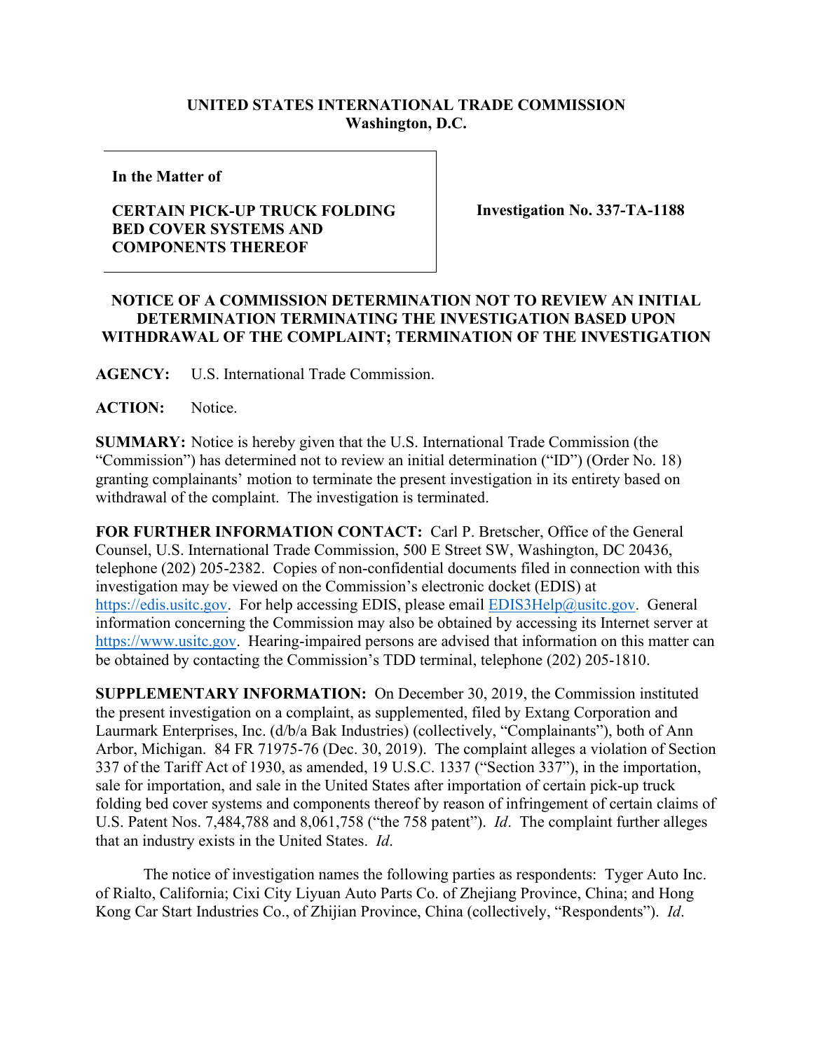**UNITED STATES INTERNATIONAL TRADE COMMISSION**
**Washington, D.C.**

| In the Matter of<br><br>**CERTAIN PICK-UP TRUCK FOLDING BED COVER SYSTEMS AND COMPONENTS THEREOF** | **Investigation No. 337-TA-1188** |
|---|---|

**NOTICE OF A COMMISSION DETERMINATION NOT TO REVIEW AN INITIAL DETERMINATION TERMINATING THE INVESTIGATION BASED UPON WITHDRAWAL OF THE COMPLAINT; TERMINATION OF THE INVESTIGATION**

**AGENCY:** U.S. International Trade Commission.

**ACTION:** Notice.

**SUMMARY:** Notice is hereby given that the U.S. International Trade Commission (the "Commission") has determined not to review an initial determination ("ID") (Order No. 18) granting complainants' motion to terminate the present investigation in its entirety based on withdrawal of the complaint. The investigation is terminated.

**FOR FURTHER INFORMATION CONTACT:** Carl P. Bretscher, Office of the General Counsel, U.S. International Trade Commission, 500 E Street SW, Washington, DC 20436, telephone (202) 205-2382. Copies of non-confidential documents filed in connection with this investigation may be viewed on the Commission's electronic docket (EDIS) at https://edis.usitc.gov. For help accessing EDIS, please email EDIS3Help@usitc.gov. General information concerning the Commission may also be obtained by accessing its Internet server at https://www.usitc.gov. Hearing-impaired persons are advised that information on this matter can be obtained by contacting the Commission's TDD terminal, telephone (202) 205-1810.

**SUPPLEMENTARY INFORMATION:** On December 30, 2019, the Commission instituted the present investigation on a complaint, as supplemented, filed by Extang Corporation and Laurmark Enterprises, Inc. (d/b/a Bak Industries) (collectively, "Complainants"), both of Ann Arbor, Michigan. 84 FR 71975-76 (Dec. 30, 2019). The complaint alleges a violation of Section 337 of the Tariff Act of 1930, as amended, 19 U.S.C. 1337 ("Section 337"), in the importation, sale for importation, and sale in the United States after importation of certain pick-up truck folding bed cover systems and components thereof by reason of infringement of certain claims of U.S. Patent Nos. 7,484,788 and 8,061,758 ("the 758 patent"). *Id*. The complaint further alleges that an industry exists in the United States. *Id*.

The notice of investigation names the following parties as respondents: Tyger Auto Inc. of Rialto, California; Cixi City Liyuan Auto Parts Co. of Zhejiang Province, China; and Hong Kong Car Start Industries Co., of Zhijian Province, China (collectively, "Respondents"). *Id*.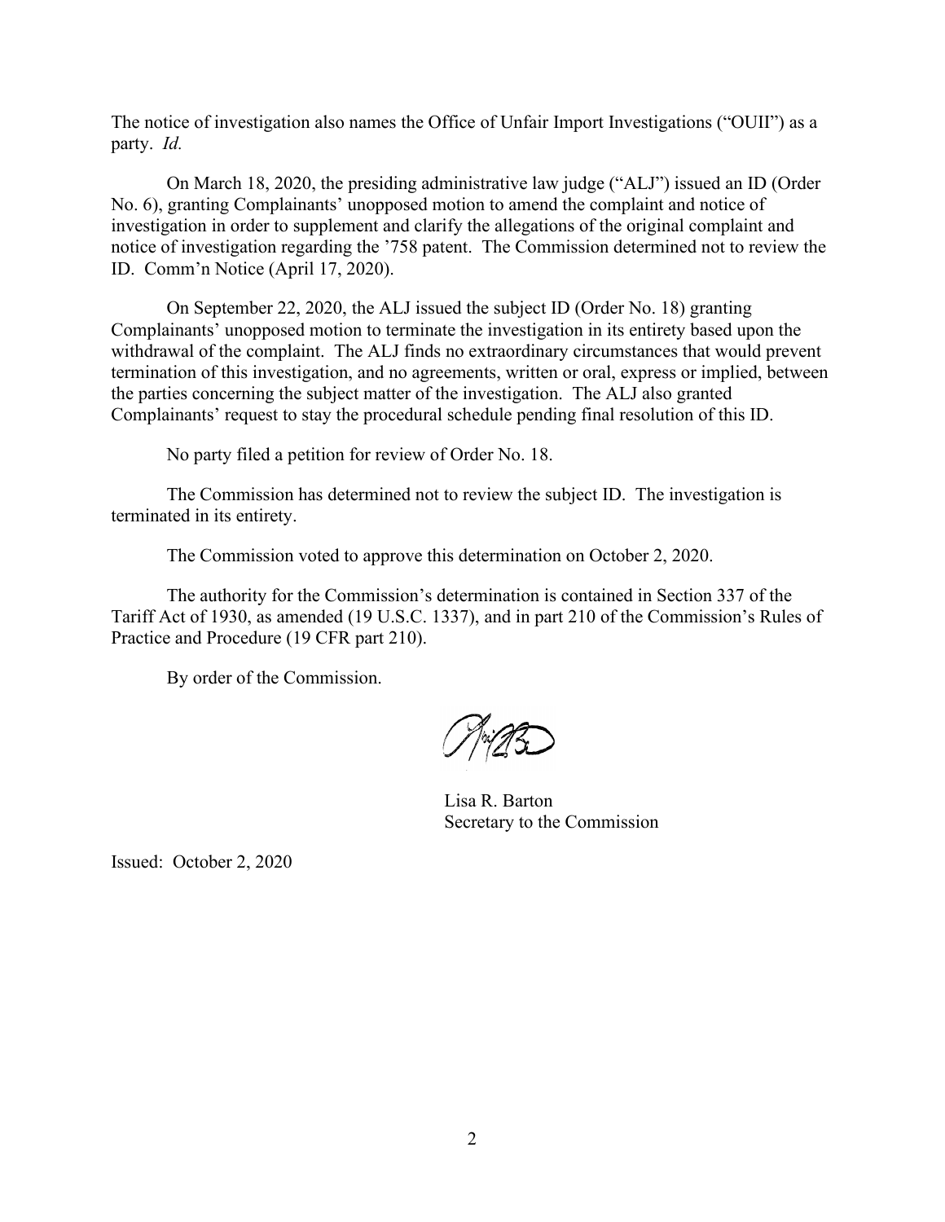The notice of investigation also names the Office of Unfair Import Investigations ("OUII") as a party. *Id.*

On March 18, 2020, the presiding administrative law judge ("ALJ") issued an ID (Order No. 6), granting Complainants' unopposed motion to amend the complaint and notice of investigation in order to supplement and clarify the allegations of the original complaint and notice of investigation regarding the '758 patent. The Commission determined not to review the ID. Comm'n Notice (April 17, 2020).

On September 22, 2020, the ALJ issued the subject ID (Order No. 18) granting Complainants' unopposed motion to terminate the investigation in its entirety based upon the withdrawal of the complaint. The ALJ finds no extraordinary circumstances that would prevent termination of this investigation, and no agreements, written or oral, express or implied, between the parties concerning the subject matter of the investigation. The ALJ also granted Complainants' request to stay the procedural schedule pending final resolution of this ID.

No party filed a petition for review of Order No. 18.

The Commission has determined not to review the subject ID. The investigation is terminated in its entirety.

The Commission voted to approve this determination on October 2, 2020.

The authority for the Commission's determination is contained in Section 337 of the Tariff Act of 1930, as amended (19 U.S.C. 1337), and in part 210 of the Commission's Rules of Practice and Procedure (19 CFR part 210).

By order of the Commission.

Lisa R. Barton
Secretary to the Commission

Issued: October 2, 2020